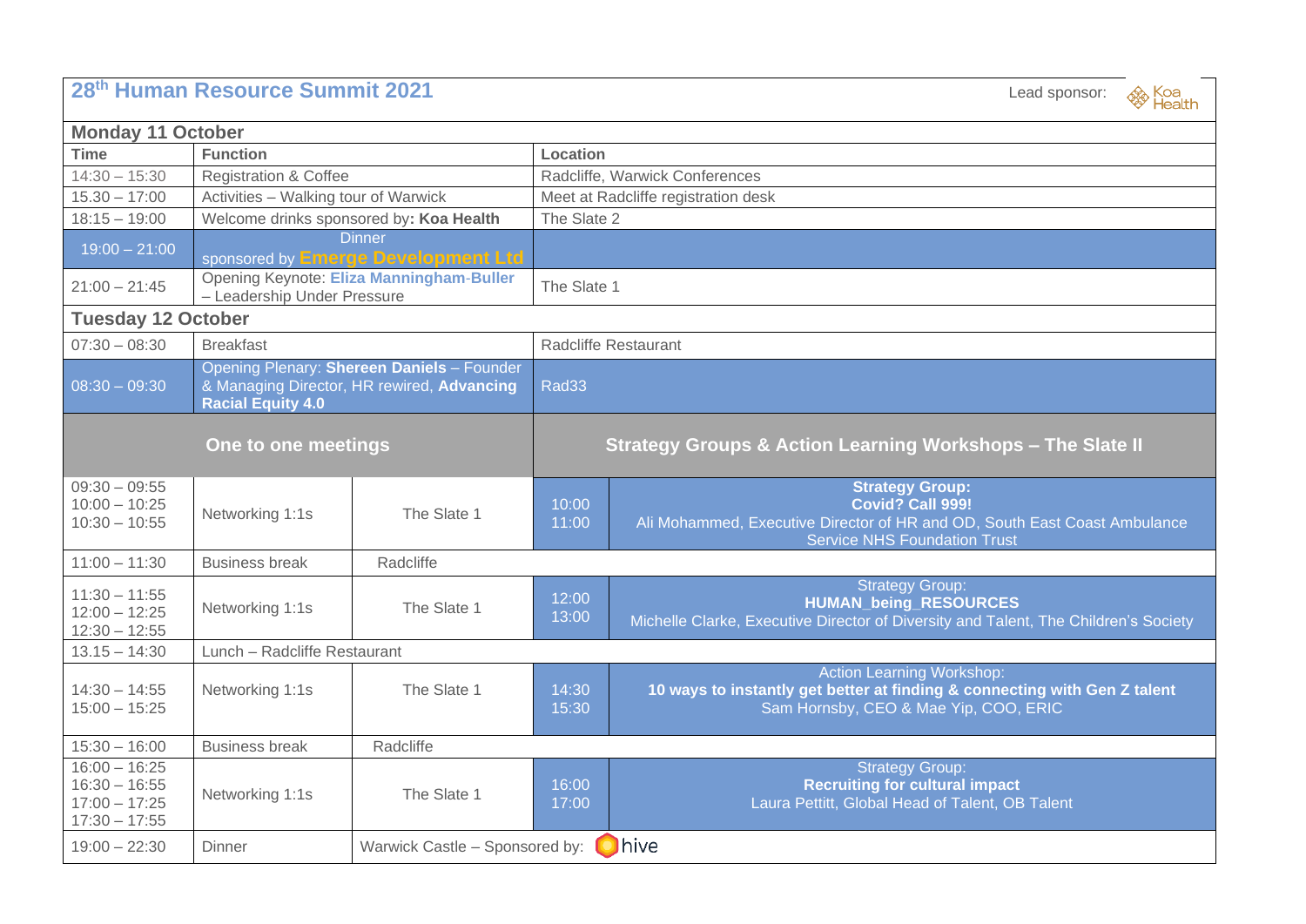# 28th Human Resource Summit 2021

Lead sponsor: Koa Health

## Monday 11 October

| Time | Function | Location |
|---|---|---|
| 14:30 – 15:30 | Registration & Coffee | Radcliffe, Warwick Conferences |
| 15.30 – 17:00 | Activities – Walking tour of Warwick | Meet at Radcliffe registration desk |
| 18:15 – 19:00 | Welcome drinks sponsored by: **Koa Health** | The Slate 2 |
| 19:00 – 21:00 | Dinner sponsored by **Emerge Development Ltd** | |
| 21:00 – 21:45 | Opening Keynote: **Eliza Manningham-Buller** – Leadership Under Pressure | The Slate 1 |

## Tuesday 12 October

| Time | Function | Location |
|---|---|---|
| 07:30 – 08:30 | Breakfast | Radcliffe Restaurant |
| 08:30 – 09:30 | Opening Plenary: **Shereen Daniels** – Founder & Managing Director, HR rewired, **Advancing Racial Equity 4.0** | Rad33 |

| One to one meetings | | | Strategy Groups & Action Learning Workshops – The Slate II | |
|---|---|---|---|---|
| 09:30 – 09:55<br>10:00 – 10:25<br>10:30 – 10:55 | Networking 1:1s | The Slate 1 | 10:00<br>11:00 | **Strategy Group:**<br>**Covid? Call 999!**<br>Ali Mohammed, Executive Director of HR and OD, South East Coast Ambulance Service NHS Foundation Trust |
| 11:00 – 11:30 | Business break | Radcliffe | | |
| 11:30 – 11:55<br>12:00 – 12:25<br>12:30 – 12:55 | Networking 1:1s | The Slate 1 | 12:00<br>13:00 | Strategy Group:<br>**HUMAN_being_RESOURCES**<br>Michelle Clarke, Executive Director of Diversity and Talent, The Children's Society |
| 13.15 – 14:30 | Lunch – Radcliffe Restaurant | | | |
| 14:30 – 14:55<br>15:00 – 15:25 | Networking 1:1s | The Slate 1 | 14:30<br>15:30 | Action Learning Workshop:<br>**10 ways to instantly get better at finding & connecting with Gen Z talent**<br>Sam Hornsby, CEO & Mae Yip, COO, ERIC |
| 15:30 – 16:00 | Business break | Radcliffe | | |
| 16:00 – 16:25<br>16:30 – 16:55<br>17:00 – 17:25<br>17:30 – 17:55 | Networking 1:1s | The Slate 1 | 16:00<br>17:00 | Strategy Group:<br>**Recruiting for cultural impact**<br>Laura Pettitt, Global Head of Talent, OB Talent |
| 19:00 – 22:30 | Dinner | Warwick Castle – Sponsored by: hive | | |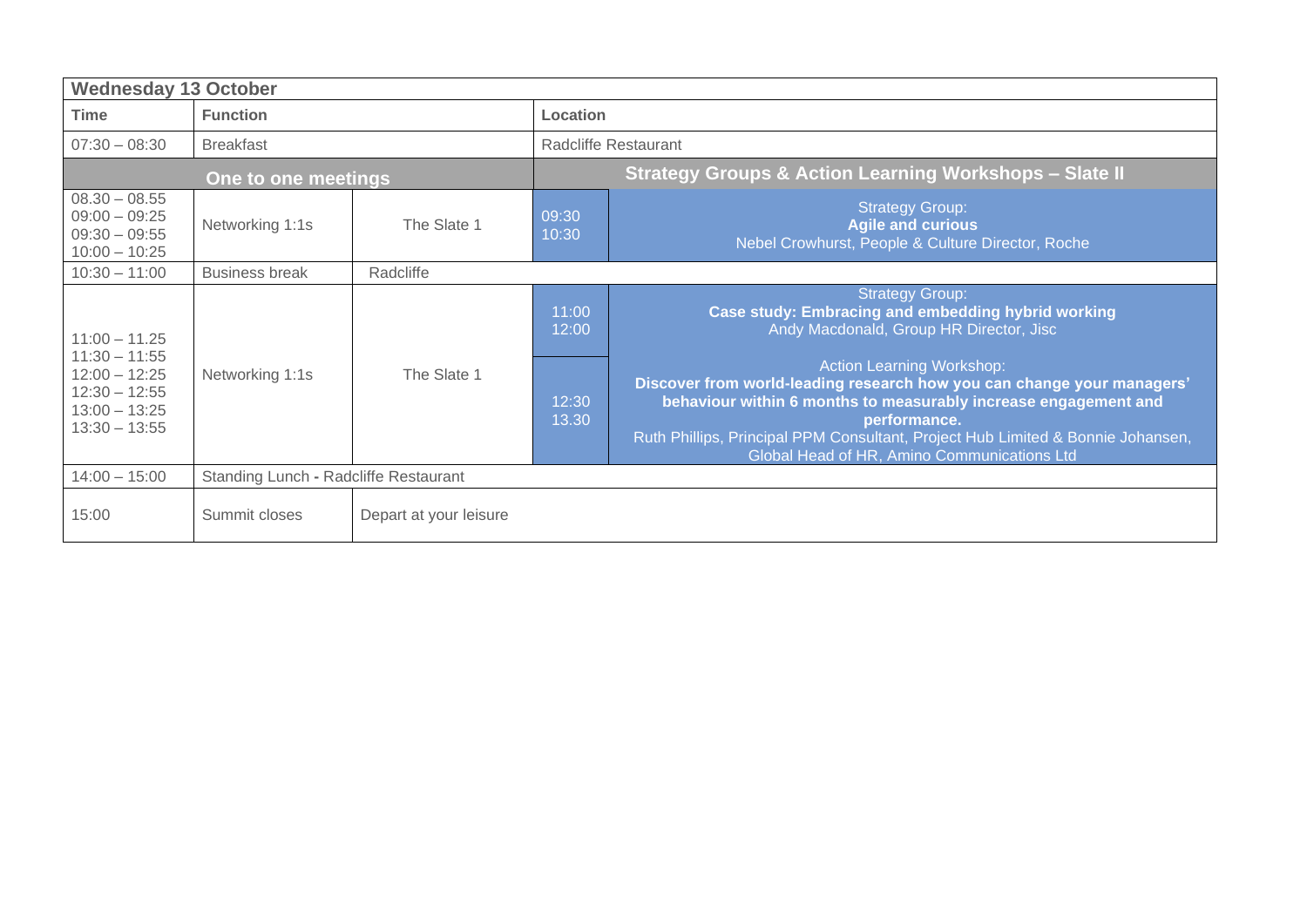| Wednesday 13 October | | | | |
|---|---|---|---|---|
| **Time** | **Function** | | **Location** | |
| 07:30 – 08:30 | Breakfast | | Radcliffe Restaurant | |
| **One to one meetings** | | | **Strategy Groups & Action Learning Workshops – Slate II** | |
| 08.30 – 08.55<br>09:00 – 09:25<br>09:30 – 09:55<br>10:00 – 10:25 | Networking 1:1s | The Slate 1 | 09:30<br>10:30 | Strategy Group:<br>**Agile and curious**<br>Nebel Crowhurst, People & Culture Director, Roche |
| 10:30 – 11:00 | Business break | Radcliffe | | |
| 11:00 – 11.25<br>11:30 – 11:55<br>12:00 – 12:25<br>12:30 – 12:55<br>13:00 – 13:25<br>13:30 – 13:55 | Networking 1:1s | The Slate 1 | 11:00<br>12:00 | Strategy Group:<br>**Case study: Embracing and embedding hybrid working**<br>Andy Macdonald, Group HR Director, Jisc |
| | | | 12:30<br>13.30 | Action Learning Workshop:<br>**Discover from world-leading research how you can change your managers' behaviour within 6 months to measurably increase engagement and performance.**<br>Ruth Phillips, Principal PPM Consultant, Project Hub Limited & Bonnie Johansen, Global Head of HR, Amino Communications Ltd |
| 14:00 – 15:00 | Standing Lunch - Radcliffe Restaurant | | | |
| 15:00 | Summit closes | Depart at your leisure | | |